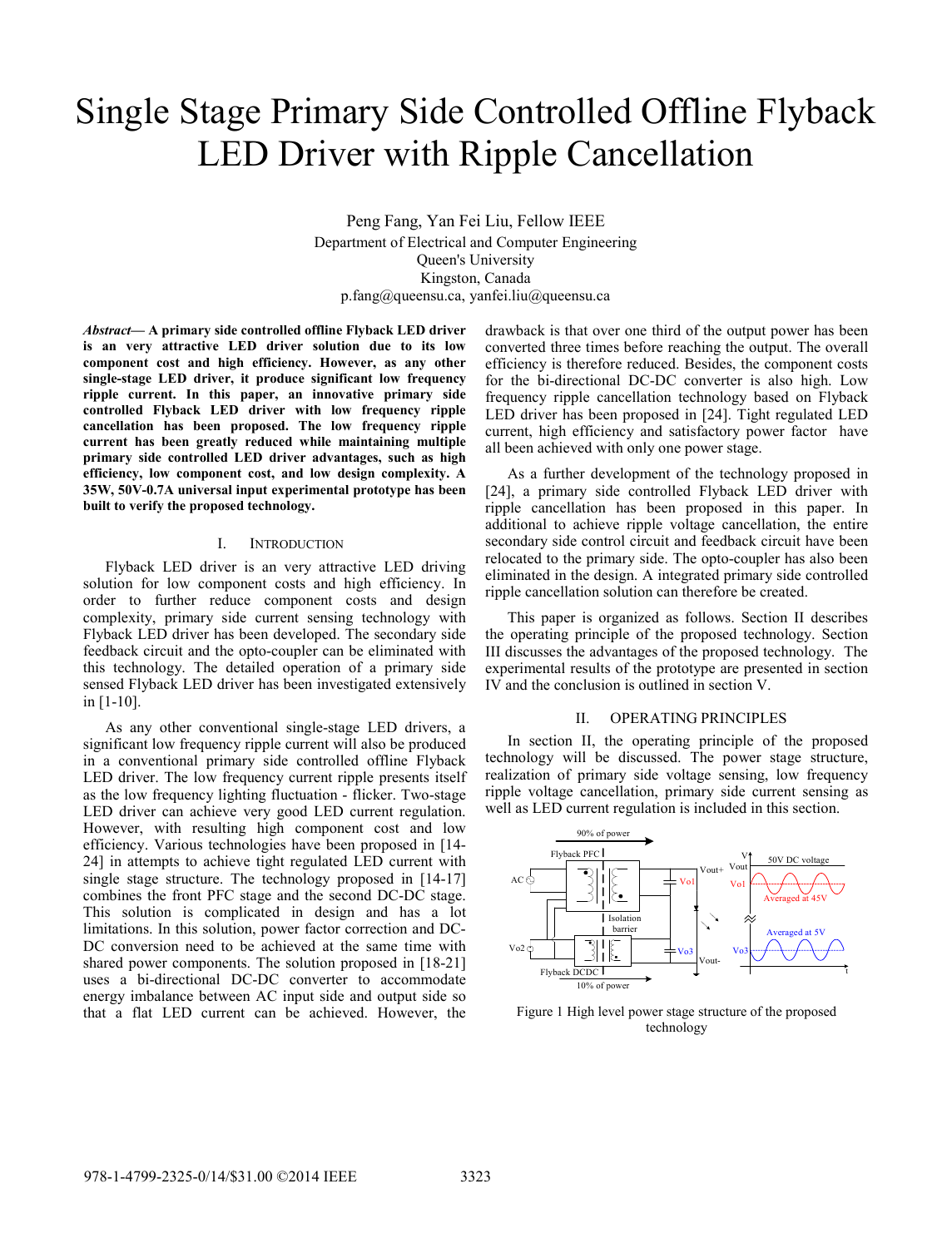# Single Stage Primary Side Controlled Offline Flyback LED Driver with Ripple Cancellation

Peng Fang, Yan Fei Liu, Fellow IEEE
Department of Electrical and Computer Engineering
Queen's University
Kingston, Canada
p.fang@queensu.ca, yanfei.liu@queensu.ca

***Abstract*— A primary side controlled offline Flyback LED driver is an very attractive LED driver solution due to its low component cost and high efficiency. However, as any other single-stage LED driver, it produce significant low frequency ripple current. In this paper, an innovative primary side controlled Flyback LED driver with low frequency ripple cancellation has been proposed. The low frequency ripple current has been greatly reduced while maintaining multiple primary side controlled LED driver advantages, such as high efficiency, low component cost, and low design complexity. A 35W, 50V-0.7A universal input experimental prototype has been built to verify the proposed technology.**

## I. Introduction

Flyback LED driver is an very attractive LED driving solution for low component costs and high efficiency. In order to further reduce component costs and design complexity, primary side current sensing technology with Flyback LED driver has been developed. The secondary side feedback circuit and the opto-coupler can be eliminated with this technology. The detailed operation of a primary side sensed Flyback LED driver has been investigated extensively in [1-10].

As any other conventional single-stage LED drivers, a significant low frequency ripple current will also be produced in a conventional primary side controlled offline Flyback LED driver. The low frequency current ripple presents itself as the low frequency lighting fluctuation - flicker. Two-stage LED driver can achieve very good LED current regulation. However, with resulting high component cost and low efficiency. Various technologies have been proposed in [14-24] in attempts to achieve tight regulated LED current with single stage structure. The technology proposed in [14-17] combines the front PFC stage and the second DC-DC stage. This solution is complicated in design and has a lot limitations. In this solution, power factor correction and DC-DC conversion need to be achieved at the same time with shared power components. The solution proposed in [18-21] uses a bi-directional DC-DC converter to accommodate energy imbalance between AC input side and output side so that a flat LED current can be achieved. However, the drawback is that over one third of the output power has been converted three times before reaching the output. The overall efficiency is therefore reduced. Besides, the component costs for the bi-directional DC-DC converter is also high. Low frequency ripple cancellation technology based on Flyback LED driver has been proposed in [24]. Tight regulated LED current, high efficiency and satisfactory power factor have all been achieved with only one power stage.

As a further development of the technology proposed in [24], a primary side controlled Flyback LED driver with ripple cancellation has been proposed in this paper. In additional to achieve ripple voltage cancellation, the entire secondary side control circuit and feedback circuit have been relocated to the primary side. The opto-coupler has also been eliminated in the design. A integrated primary side controlled ripple cancellation solution can therefore be created.

This paper is organized as follows. Section II describes the operating principle of the proposed technology. Section III discusses the advantages of the proposed technology. The experimental results of the prototype are presented in section IV and the conclusion is outlined in section V.

## II. Operating Principles

In section II, the operating principle of the proposed technology will be discussed. The power stage structure, realization of primary side voltage sensing, low frequency ripple voltage cancellation, primary side current sensing as well as LED current regulation is included in this section.

Figure 1 High level power stage structure of the proposed technology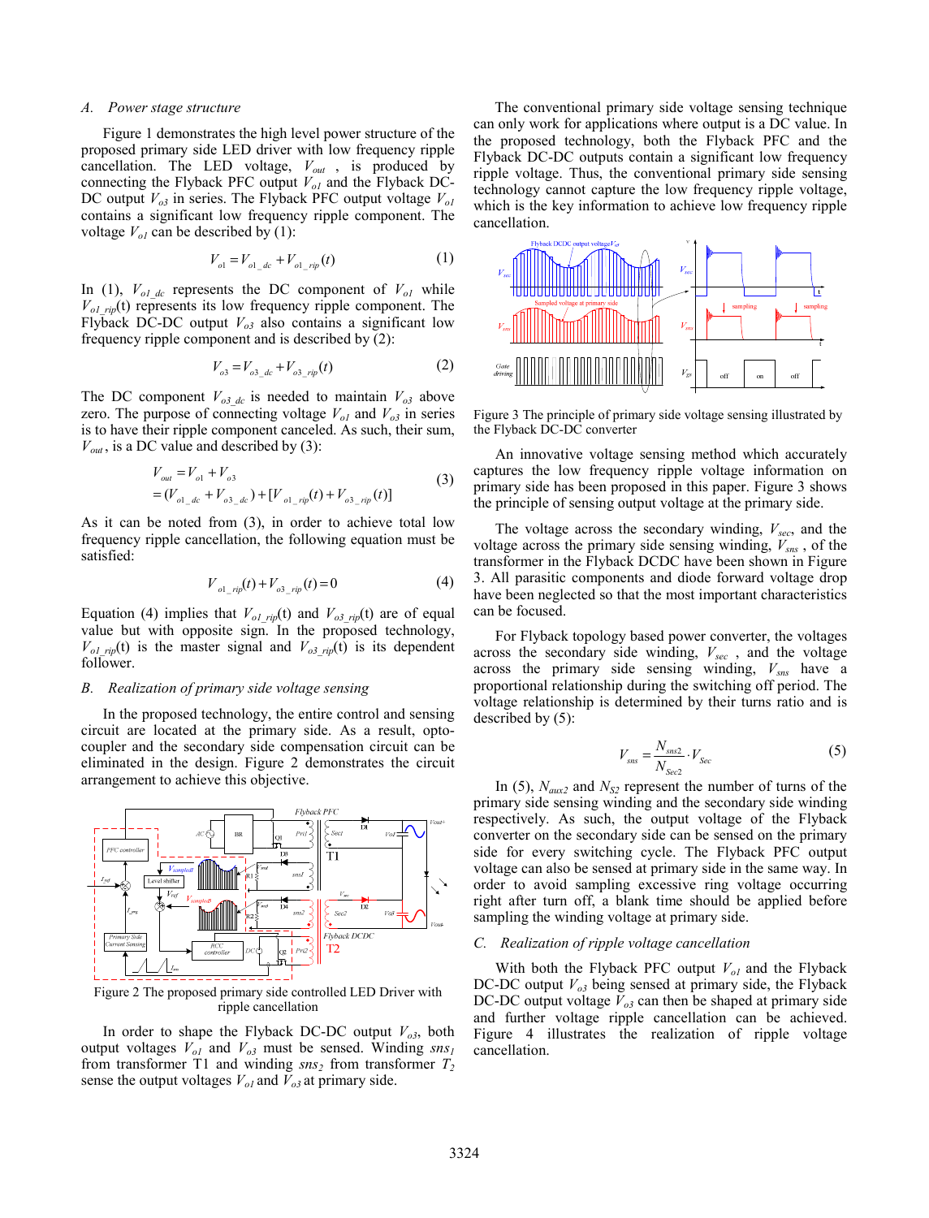### A. Power stage structure

Figure 1 demonstrates the high level power structure of the proposed primary side LED driver with low frequency ripple cancellation. The LED voltage, $V_{out}$, is produced by connecting the Flyback PFC output $V_{o1}$ and the Flyback DC-DC output $V_{o3}$ in series. The Flyback PFC output voltage $V_{o1}$ contains a significant low frequency ripple component. The voltage $V_{o1}$ can be described by (1):

$$V_{o1} = V_{o1\_dc} + V_{o1\_rip}(t) \tag{1}$$

In (1), $V_{o1\_dc}$ represents the DC component of $V_{o1}$ while $V_{o1\_rip}(t)$ represents its low frequency ripple component. The Flyback DC-DC output $V_{o3}$ also contains a significant low frequency ripple component and is described by (2):

$$V_{o3} = V_{o3\_dc} + V_{o3\_rip}(t) \tag{2}$$

The DC component $V_{o3\_dc}$ is needed to maintain $V_{o3}$ above zero. The purpose of connecting voltage $V_{o1}$ and $V_{o3}$ in series is to have their ripple component canceled. As such, their sum, $V_{out}$, is a DC value and described by (3):

$$\begin{aligned} V_{out} &= V_{o1} + V_{o3} \\ &= (V_{o1\_dc} + V_{o3\_dc}) + [V_{o1\_rip}(t) + V_{o3\_rip}(t)] \end{aligned} \tag{3}$$

As it can be noted from (3), in order to achieve total low frequency ripple cancellation, the following equation must be satisfied:

$$V_{o1\_rip}(t) + V_{o3\_rip}(t) = 0 \tag{4}$$

Equation (4) implies that $V_{o1\_rip}(t)$ and $V_{o3\_rip}(t)$ are of equal value but with opposite sign. In the proposed technology, $V_{o1\_rip}(t)$ is the master signal and $V_{o3\_rip}(t)$ is its dependent follower.

### B. Realization of primary side voltage sensing

In the proposed technology, the entire control and sensing circuit are located at the primary side. As a result, opto-coupler and the secondary side compensation circuit can be eliminated in the design. Figure 2 demonstrates the circuit arrangement to achieve this objective.

Figure 2 The proposed primary side controlled LED Driver with ripple cancellation

In order to shape the Flyback DC-DC output $V_{o3}$, both output voltages $V_{o1}$ and $V_{o3}$ must be sensed. Winding $sns_1$ from transformer T1 and winding $sns_2$ from transformer $T_2$ sense the output voltages $V_{o1}$ and $V_{o3}$ at primary side.

The conventional primary side voltage sensing technique can only work for applications where output is a DC value. In the proposed technology, both the Flyback PFC and the Flyback DC-DC outputs contain a significant low frequency ripple voltage. Thus, the conventional primary side sensing technology cannot capture the low frequency ripple voltage, which is the key information to achieve low frequency ripple cancellation.

Figure 3 The principle of primary side voltage sensing illustrated by the Flyback DC-DC converter

An innovative voltage sensing method which accurately captures the low frequency ripple voltage information on primary side has been proposed in this paper. Figure 3 shows the principle of sensing output voltage at the primary side.

The voltage across the secondary winding, $V_{sec}$, and the voltage across the primary side sensing winding, $V_{sns}$, of the transformer in the Flyback DCDC have been shown in Figure 3. All parasitic components and diode forward voltage drop have been neglected so that the most important characteristics can be focused.

For Flyback topology based power converter, the voltages across the secondary side winding, $V_{sec}$, and the voltage across the primary side sensing winding, $V_{sns}$ have a proportional relationship during the switching off period. The voltage relationship is determined by their turns ratio and is described by (5):

$$V_{sns} = \frac{N_{sns2}}{N_{Sec2}} \cdot V_{Sec} \tag{5}$$

In (5), $N_{aux2}$ and $N_{S2}$ represent the number of turns of the primary side sensing winding and the secondary side winding respectively. As such, the output voltage of the Flyback converter on the secondary side can be sensed on the primary side for every switching cycle. The Flyback PFC output voltage can also be sensed at primary side in the same way. In order to avoid sampling excessive ring voltage occurring right after turn off, a blank time should be applied before sampling the winding voltage at primary side.

### C. Realization of ripple voltage cancellation

With both the Flyback PFC output $V_{o1}$ and the Flyback DC-DC output $V_{o3}$ being sensed at primary side, the Flyback DC-DC output voltage $V_{o3}$ can then be shaped at primary side and further voltage ripple cancellation can be achieved. Figure 4 illustrates the realization of ripple voltage cancellation.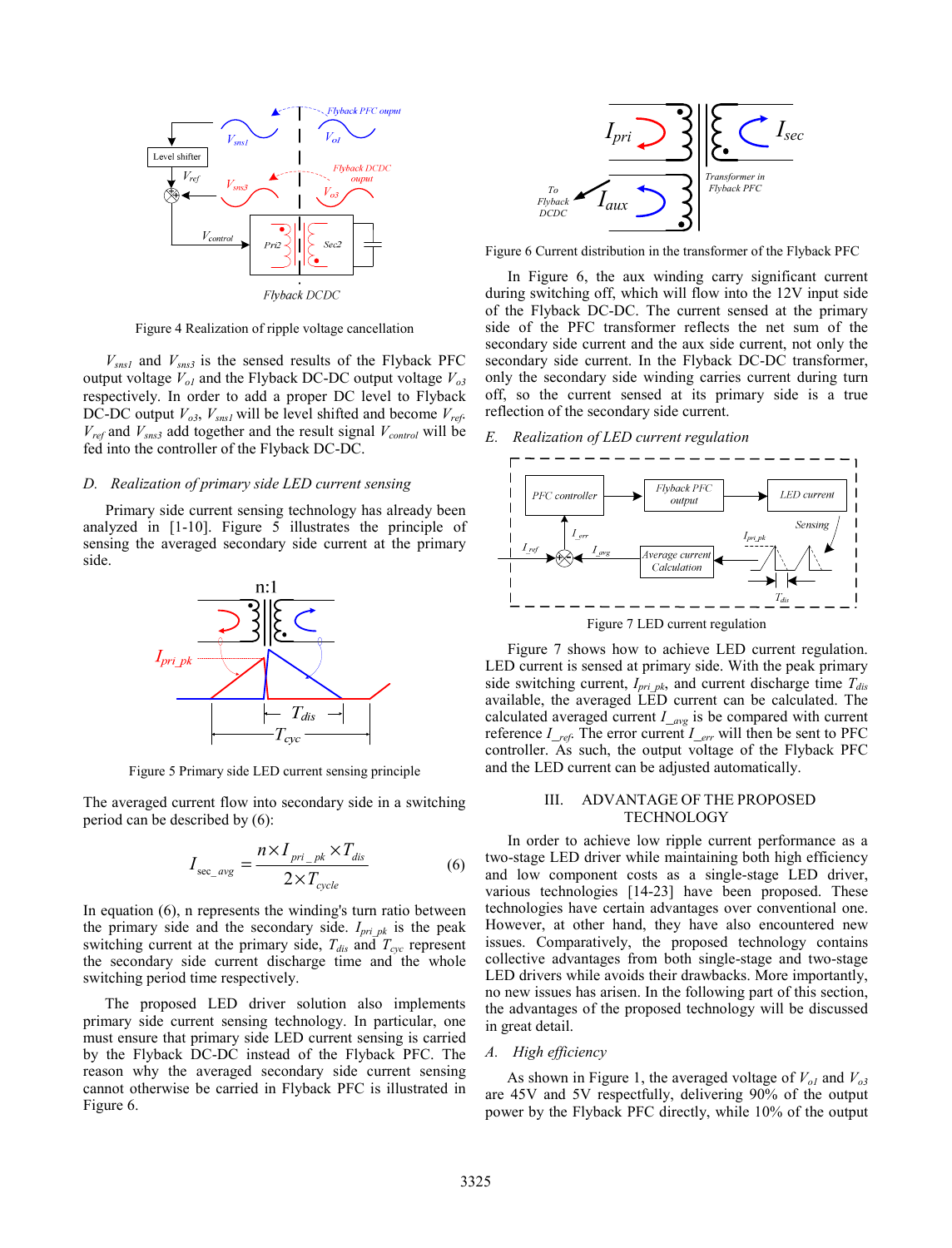Figure 4 Realization of ripple voltage cancellation

$V_{sns1}$ and $V_{sns3}$ is the sensed results of the Flyback PFC output voltage $V_{o1}$ and the Flyback DC-DC output voltage $V_{o3}$ respectively. In order to add a proper DC level to Flyback DC-DC output $V_{o3}$, $V_{sns1}$ will be level shifted and become $V_{ref}$. $V_{ref}$ and $V_{sns3}$ add together and the result signal $V_{control}$ will be fed into the controller of the Flyback DC-DC.

### *D. Realization of primary side LED current sensing*

Primary side current sensing technology has already been analyzed in [1-10]. Figure 5 illustrates the principle of sensing the averaged secondary side current at the primary side.

Figure 5 Primary side LED current sensing principle

The averaged current flow into secondary side in a switching period can be described by (6):

$$I_{sec\_avg} = \frac{n \times I_{pri\_pk} \times T_{dis}}{2 \times T_{cycle}} \tag{6}$$

In equation (6), n represents the winding's turn ratio between the primary side and the secondary side. $I_{pri\_pk}$ is the peak switching current at the primary side, $T_{dis}$ and $T_{cyc}$ represent the secondary side current discharge time and the whole switching period time respectively.

The proposed LED driver solution also implements primary side current sensing technology. In particular, one must ensure that primary side LED current sensing is carried by the Flyback DC-DC instead of the Flyback PFC. The reason why the averaged secondary side current sensing cannot otherwise be carried in Flyback PFC is illustrated in Figure 6.

Figure 6 Current distribution in the transformer of the Flyback PFC

In Figure 6, the aux winding carry significant current during switching off, which will flow into the 12V input side of the Flyback DC-DC. The current sensed at the primary side of the PFC transformer reflects the net sum of the secondary side current and the aux side current, not only the secondary side current. In the Flyback DC-DC transformer, only the secondary side winding carries current during turn off, so the current sensed at its primary side is a true reflection of the secondary side current.

### *E. Realization of LED current regulation*

Figure 7 LED current regulation

Figure 7 shows how to achieve LED current regulation. LED current is sensed at primary side. With the peak primary side switching current, $I_{pri\_pk}$, and current discharge time $T_{dis}$ available, the averaged LED current can be calculated. The calculated averaged current $I_{\_avg}$ is be compared with current reference $I_{\_ref}$. The error current $I_{\_err}$ will then be sent to PFC controller. As such, the output voltage of the Flyback PFC and the LED current can be adjusted automatically.

## III. ADVANTAGE OF THE PROPOSED TECHNOLOGY

In order to achieve low ripple current performance as a two-stage LED driver while maintaining both high efficiency and low component costs as a single-stage LED driver, various technologies [14-23] have been proposed. These technologies have certain advantages over conventional one. However, at other hand, they have also encountered new issues. Comparatively, the proposed technology contains collective advantages from both single-stage and two-stage LED drivers while avoids their drawbacks. More importantly, no new issues has arisen. In the following part of this section, the advantages of the proposed technology will be discussed in great detail.

### *A. High efficiency*

As shown in Figure 1, the averaged voltage of $V_{o1}$ and $V_{o3}$ are 45V and 5V respectfully, delivering 90% of the output power by the Flyback PFC directly, while 10% of the output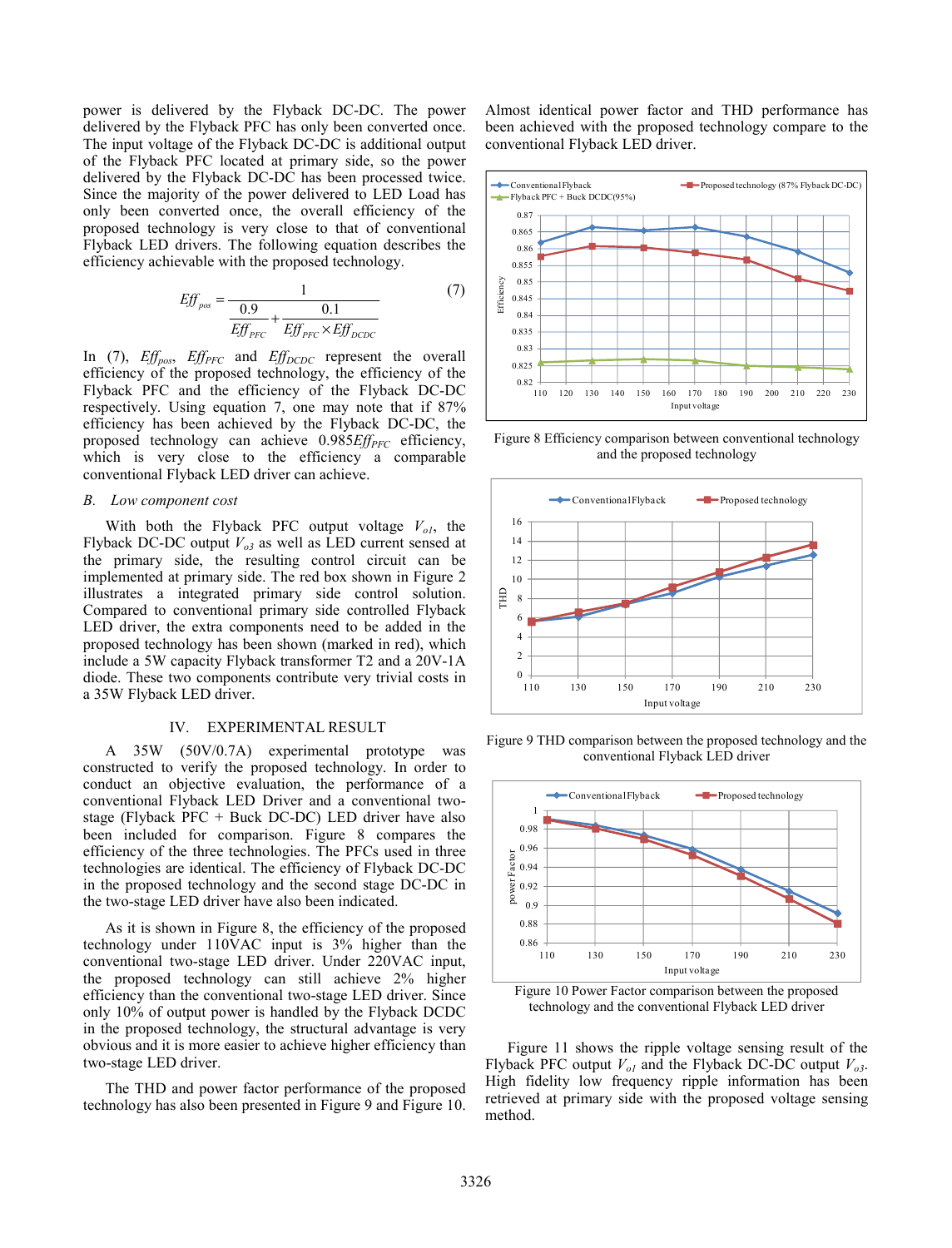power is delivered by the Flyback DC-DC. The power delivered by the Flyback PFC has only been converted once. The input voltage of the Flyback DC-DC is additional output of the Flyback PFC located at primary side, so the power delivered by the Flyback DC-DC has been processed twice. Since the majority of the power delivered to LED Load has only been converted once, the overall efficiency of the proposed technology is very close to that of conventional Flyback LED drivers. The following equation describes the efficiency achievable with the proposed technology.

$$Eff_{pos} = \frac{1}{\dfrac{0.9}{Eff_{PFC}} + \dfrac{0.1}{Eff_{PFC} \times Eff_{DCDC}}} \quad (7)$$

In (7), $Eff_{pos}$, $Eff_{PFC}$ and $Eff_{DCDC}$ represent the overall efficiency of the proposed technology, the efficiency of the Flyback PFC and the efficiency of the Flyback DC-DC respectively. Using equation 7, one may note that if 87% efficiency has been achieved by the Flyback DC-DC, the proposed technology can achieve $0.985Eff_{PFC}$ efficiency, which is very close to the efficiency a comparable conventional Flyback LED driver can achieve.

### B. Low component cost

With both the Flyback PFC output voltage $V_{o1}$, the Flyback DC-DC output $V_{o3}$ as well as LED current sensed at the primary side, the resulting control circuit can be implemented at primary side. The red box shown in Figure 2 illustrates a integrated primary side control solution. Compared to conventional primary side controlled Flyback LED driver, the extra components need to be added in the proposed technology has been shown (marked in red), which include a 5W capacity Flyback transformer T2 and a 20V-1A diode. These two components contribute very trivial costs in a 35W Flyback LED driver.

## IV. EXPERIMENTAL RESULT

A 35W (50V/0.7A) experimental prototype was constructed to verify the proposed technology. In order to conduct an objective evaluation, the performance of a conventional Flyback LED Driver and a conventional two-stage (Flyback PFC + Buck DC-DC) LED driver have also been included for comparison. Figure 8 compares the efficiency of the three technologies. The PFCs used in three technologies are identical. The efficiency of Flyback DC-DC in the proposed technology and the second stage DC-DC in the two-stage LED driver have also been indicated.

As it is shown in Figure 8, the efficiency of the proposed technology under 110VAC input is 3% higher than the conventional two-stage LED driver. Under 220VAC input, the proposed technology can still achieve 2% higher efficiency than the conventional two-stage LED driver. Since only 10% of output power is handled by the Flyback DCDC in the proposed technology, the structural advantage is very obvious and it is more easier to achieve higher efficiency than two-stage LED driver.

The THD and power factor performance of the proposed technology has also been presented in Figure 9 and Figure 10. Almost identical power factor and THD performance has been achieved with the proposed technology compare to the conventional Flyback LED driver.

Figure 8 Efficiency comparison between conventional technology and the proposed technology

Figure 9 THD comparison between the proposed technology and the conventional Flyback LED driver

Figure 10 Power Factor comparison between the proposed technology and the conventional Flyback LED driver

Figure 11 shows the ripple voltage sensing result of the Flyback PFC output $V_{o1}$ and the Flyback DC-DC output $V_{o3}$. High fidelity low frequency ripple information has been retrieved at primary side with the proposed voltage sensing method.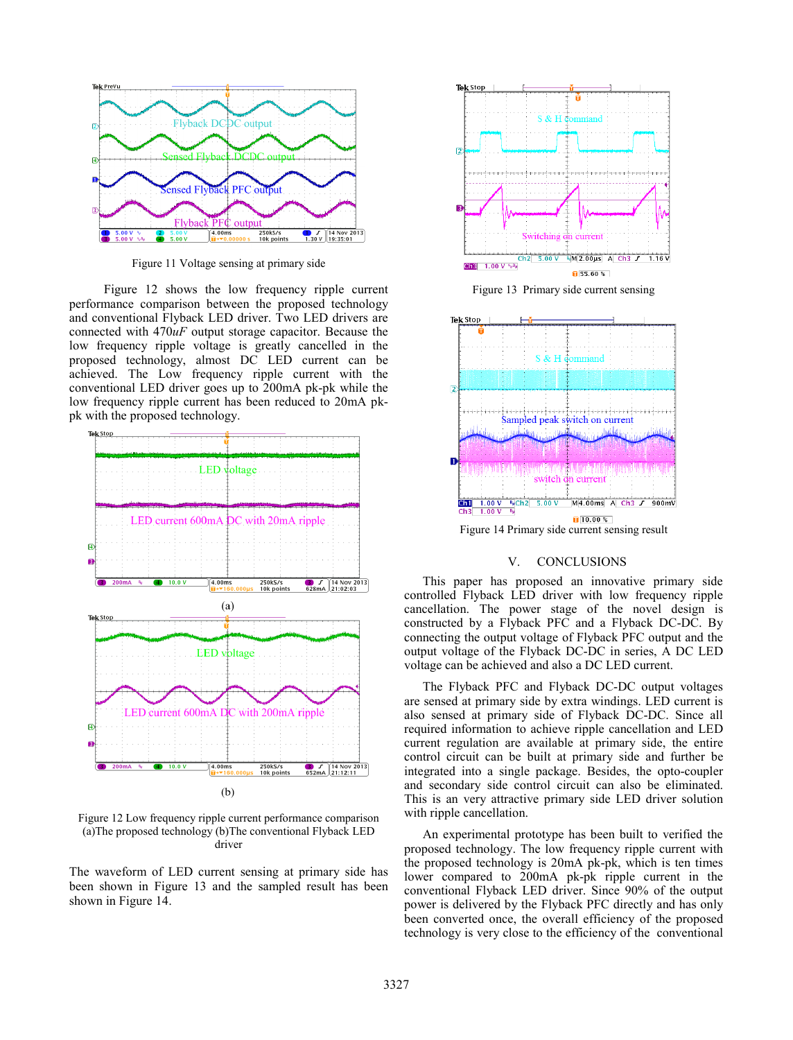Figure 11 Voltage sensing at primary side

Figure 12 shows the low frequency ripple current performance comparison between the proposed technology and conventional Flyback LED driver. Two LED drivers are connected with 470$uF$ output storage capacitor. Because the low frequency ripple voltage is greatly cancelled in the proposed technology, almost DC LED current can be achieved. The Low frequency ripple current with the conventional LED driver goes up to 200mA pk-pk while the low frequency ripple current has been reduced to 20mA pk-pk with the proposed technology.

(a)

(b)

Figure 12 Low frequency ripple current performance comparison (a)The proposed technology (b)The conventional Flyback LED driver

The waveform of LED current sensing at primary side has been shown in Figure 13 and the sampled result has been shown in Figure 14.

Figure 13 Primary side current sensing

Figure 14 Primary side current sensing result

## V. CONCLUSIONS

This paper has proposed an innovative primary side controlled Flyback LED driver with low frequency ripple cancellation. The power stage of the novel design is constructed by a Flyback PFC and a Flyback DC-DC. By connecting the output voltage of Flyback PFC output and the output voltage of the Flyback DC-DC in series, A DC LED voltage can be achieved and also a DC LED current.

The Flyback PFC and Flyback DC-DC output voltages are sensed at primary side by extra windings. LED current is also sensed at primary side of Flyback DC-DC. Since all required information to achieve ripple cancellation and LED current regulation are available at primary side, the entire control circuit can be built at primary side and further be integrated into a single package. Besides, the opto-coupler and secondary side control circuit can also be eliminated. This is an very attractive primary side LED driver solution with ripple cancellation.

An experimental prototype has been built to verified the proposed technology. The low frequency ripple current with the proposed technology is 20mA pk-pk, which is ten times lower compared to 200mA pk-pk ripple current in the conventional Flyback LED driver. Since 90% of the output power is delivered by the Flyback PFC directly and has only been converted once, the overall efficiency of the proposed technology is very close to the efficiency of the conventional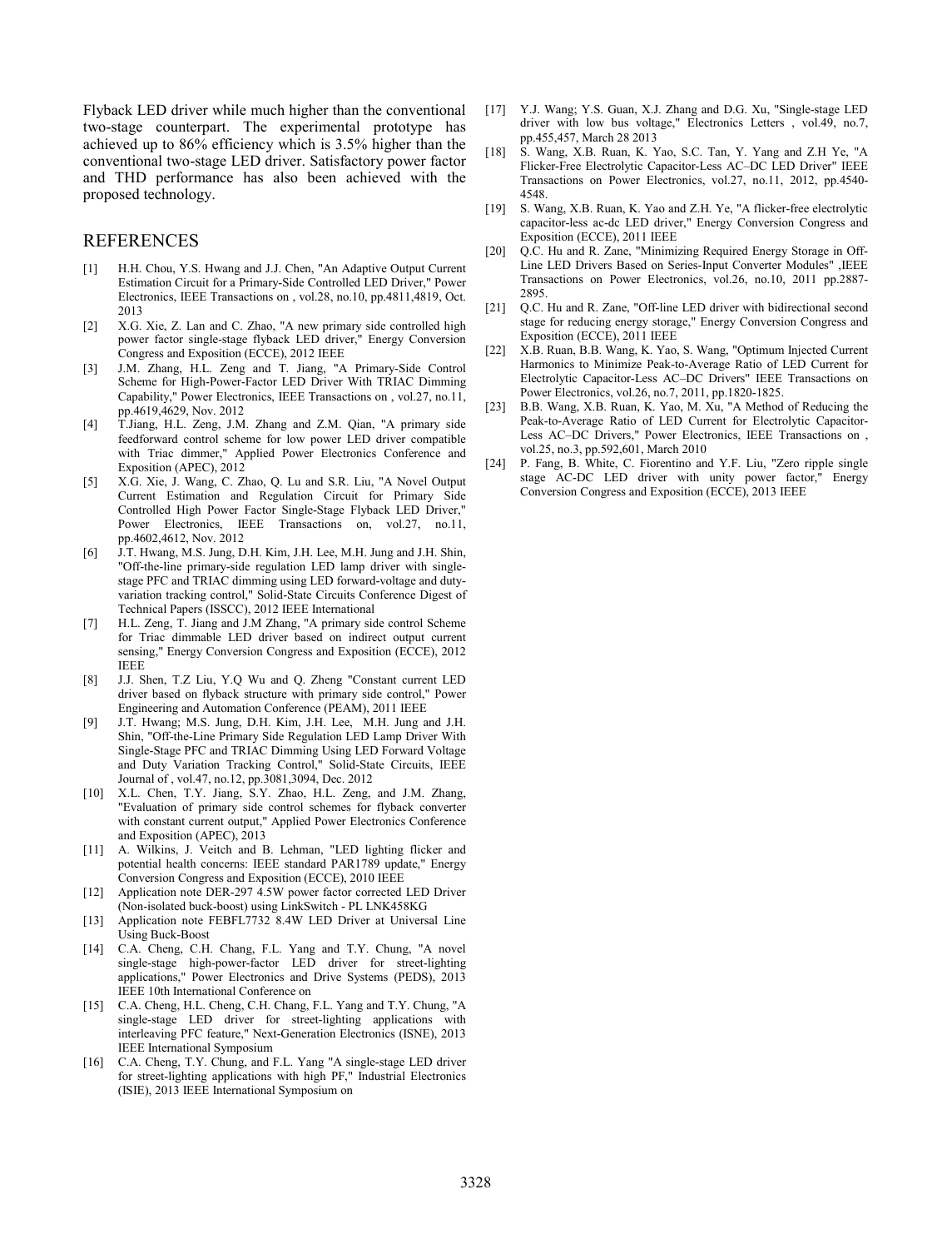Flyback LED driver while much higher than the conventional two-stage counterpart. The experimental prototype has achieved up to 86% efficiency which is 3.5% higher than the conventional two-stage LED driver. Satisfactory power factor and THD performance has also been achieved with the proposed technology.

## REFERENCES

[1] H.H. Chou, Y.S. Hwang and J.J. Chen, "An Adaptive Output Current Estimation Circuit for a Primary-Side Controlled LED Driver," Power Electronics, IEEE Transactions on , vol.28, no.10, pp.4811,4819, Oct. 2013

[2] X.G. Xie, Z. Lan and C. Zhao, "A new primary side controlled high power factor single-stage flyback LED driver," Energy Conversion Congress and Exposition (ECCE), 2012 IEEE

[3] J.M. Zhang, H.L. Zeng and T. Jiang, "A Primary-Side Control Scheme for High-Power-Factor LED Driver With TRIAC Dimming Capability," Power Electronics, IEEE Transactions on , vol.27, no.11, pp.4619,4629, Nov. 2012

[4] T.Jiang, H.L. Zeng, J.M. Zhang and Z.M. Qian, "A primary side feedforward control scheme for low power LED driver compatible with Triac dimmer," Applied Power Electronics Conference and Exposition (APEC), 2012

[5] X.G. Xie, J. Wang, C. Zhao, Q. Lu and S.R. Liu, "A Novel Output Current Estimation and Regulation Circuit for Primary Side Controlled High Power Factor Single-Stage Flyback LED Driver," Power Electronics, IEEE Transactions on, vol.27, no.11, pp.4602,4612, Nov. 2012

[6] J.T. Hwang, M.S. Jung, D.H. Kim, J.H. Lee, M.H. Jung and J.H. Shin, "Off-the-line primary-side regulation LED lamp driver with single-stage PFC and TRIAC dimming using LED forward-voltage and duty-variation tracking control," Solid-State Circuits Conference Digest of Technical Papers (ISSCC), 2012 IEEE International

[7] H.L. Zeng, T. Jiang and J.M Zhang, "A primary side control Scheme for Triac dimmable LED driver based on indirect output current sensing," Energy Conversion Congress and Exposition (ECCE), 2012 IEEE

[8] J.J. Shen, T.Z Liu, Y.Q Wu and Q. Zheng "Constant current LED driver based on flyback structure with primary side control," Power Engineering and Automation Conference (PEAM), 2011 IEEE

[9] J.T. Hwang; M.S. Jung, D.H. Kim, J.H. Lee, M.H. Jung and J.H. Shin, "Off-the-Line Primary Side Regulation LED Lamp Driver With Single-Stage PFC and TRIAC Dimming Using LED Forward Voltage and Duty Variation Tracking Control," Solid-State Circuits, IEEE Journal of , vol.47, no.12, pp.3081,3094, Dec. 2012

[10] X.L. Chen, T.Y. Jiang, S.Y. Zhao, H.L. Zeng, and J.M. Zhang, "Evaluation of primary side control schemes for flyback converter with constant current output," Applied Power Electronics Conference and Exposition (APEC), 2013

[11] A. Wilkins, J. Veitch and B. Lehman, "LED lighting flicker and potential health concerns: IEEE standard PAR1789 update," Energy Conversion Congress and Exposition (ECCE), 2010 IEEE

[12] Application note DER-297 4.5W power factor corrected LED Driver (Non-isolated buck-boost) using LinkSwitch - PL LNK458KG

[13] Application note FEBFL7732 8.4W LED Driver at Universal Line Using Buck-Boost

[14] C.A. Cheng, C.H. Chang, F.L. Yang and T.Y. Chung, "A novel single-stage high-power-factor LED driver for street-lighting applications," Power Electronics and Drive Systems (PEDS), 2013 IEEE 10th International Conference on

[15] C.A. Cheng, H.L. Cheng, C.H. Chang, F.L. Yang and T.Y. Chung, "A single-stage LED driver for street-lighting applications with interleaving PFC feature," Next-Generation Electronics (ISNE), 2013 IEEE International Symposium

[16] C.A. Cheng, T.Y. Chung, and F.L. Yang "A single-stage LED driver for street-lighting applications with high PF," Industrial Electronics (ISIE), 2013 IEEE International Symposium on

[17] Y.J. Wang; Y.S. Guan, X.J. Zhang and D.G. Xu, "Single-stage LED driver with low bus voltage," Electronics Letters , vol.49, no.7, pp.455,457, March 28 2013

[18] S. Wang, X.B. Ruan, K. Yao, S.C. Tan, Y. Yang and Z.H Ye, "A Flicker-Free Electrolytic Capacitor-Less AC–DC LED Driver" IEEE Transactions on Power Electronics, vol.27, no.11, 2012, pp.4540-4548.

[19] S. Wang, X.B. Ruan, K. Yao and Z.H. Ye, "A flicker-free electrolytic capacitor-less ac-dc LED driver," Energy Conversion Congress and Exposition (ECCE), 2011 IEEE

[20] Q.C. Hu and R. Zane, "Minimizing Required Energy Storage in Off-Line LED Drivers Based on Series-Input Converter Modules" ,IEEE Transactions on Power Electronics, vol.26, no.10, 2011 pp.2887-2895.

[21] Q.C. Hu and R. Zane, "Off-line LED driver with bidirectional second stage for reducing energy storage," Energy Conversion Congress and Exposition (ECCE), 2011 IEEE

[22] X.B. Ruan, B.B. Wang, K. Yao, S. Wang, "Optimum Injected Current Harmonics to Minimize Peak-to-Average Ratio of LED Current for Electrolytic Capacitor-Less AC–DC Drivers" IEEE Transactions on Power Electronics, vol.26, no.7, 2011, pp.1820-1825.

[23] B.B. Wang, X.B. Ruan, K. Yao, M. Xu, "A Method of Reducing the Peak-to-Average Ratio of LED Current for Electrolytic Capacitor-Less AC–DC Drivers," Power Electronics, IEEE Transactions on , vol.25, no.3, pp.592,601, March 2010

[24] P. Fang, B. White, C. Fiorentino and Y.F. Liu, "Zero ripple single stage AC-DC LED driver with unity power factor," Energy Conversion Congress and Exposition (ECCE), 2013 IEEE